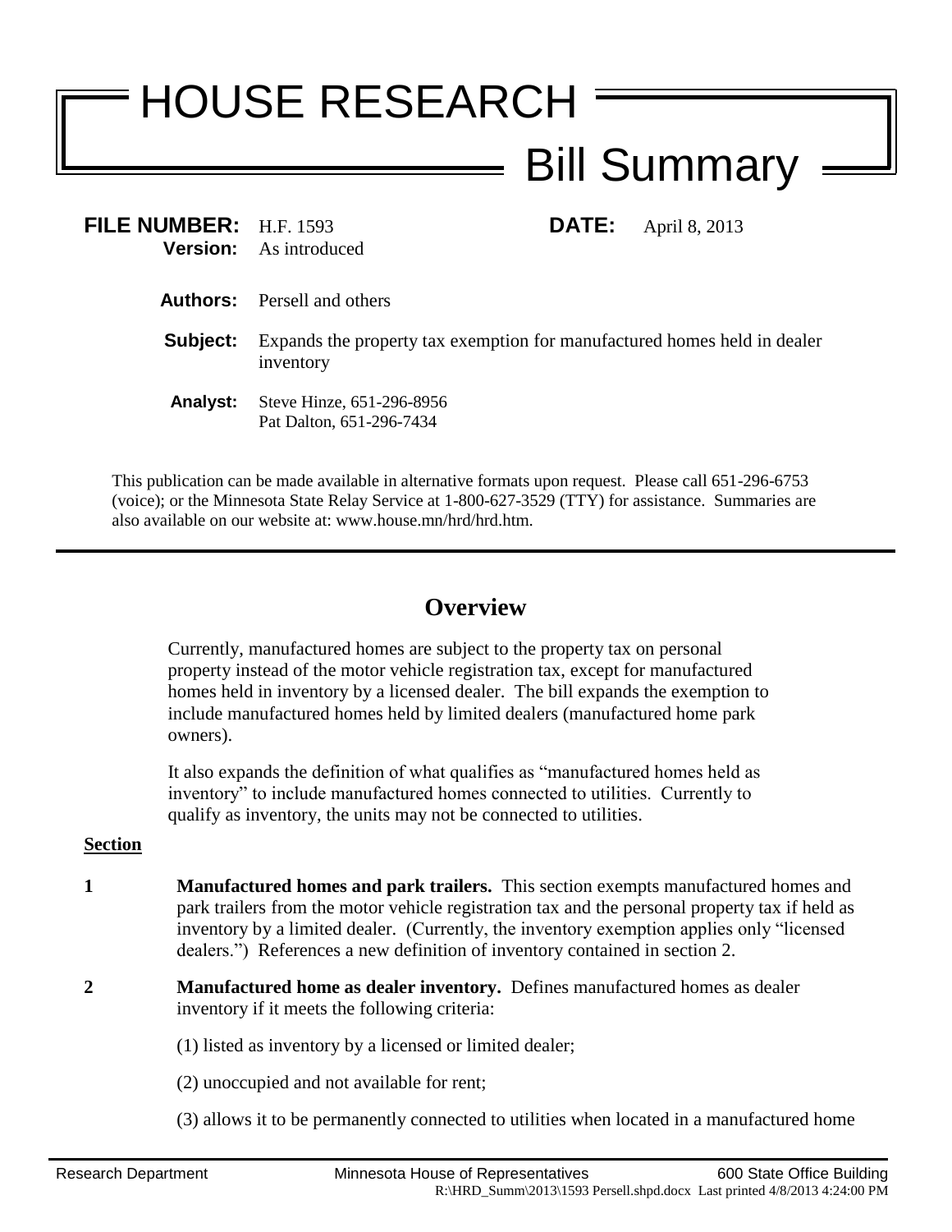# HOUSE RESEARCH

## Bill Summary

**FILE NUMBER:** H.F. 1593
**Version:** As introduced

**DATE:** April 8, 2013

**Authors:** Persell and others

**Subject:** Expands the property tax exemption for manufactured homes held in dealer inventory

**Analyst:** Steve Hinze, 651-296-8956
Pat Dalton, 651-296-7434

This publication can be made available in alternative formats upon request. Please call 651-296-6753 (voice); or the Minnesota State Relay Service at 1-800-627-3529 (TTY) for assistance. Summaries are also available on our website at: www.house.mn/hrd/hrd.htm.

---

## Overview

Currently, manufactured homes are subject to the property tax on personal property instead of the motor vehicle registration tax, except for manufactured homes held in inventory by a licensed dealer. The bill expands the exemption to include manufactured homes held by limited dealers (manufactured home park owners).

It also expands the definition of what qualifies as "manufactured homes held as inventory" to include manufactured homes connected to utilities. Currently to qualify as inventory, the units may not be connected to utilities.

**Section**

**1** **Manufactured homes and park trailers.** This section exempts manufactured homes and park trailers from the motor vehicle registration tax and the personal property tax if held as inventory by a limited dealer. (Currently, the inventory exemption applies only "licensed dealers.") References a new definition of inventory contained in section 2.

**2** **Manufactured home as dealer inventory.** Defines manufactured homes as dealer inventory if it meets the following criteria:

(1) listed as inventory by a licensed or limited dealer;

(2) unoccupied and not available for rent;

(3) allows it to be permanently connected to utilities when located in a manufactured home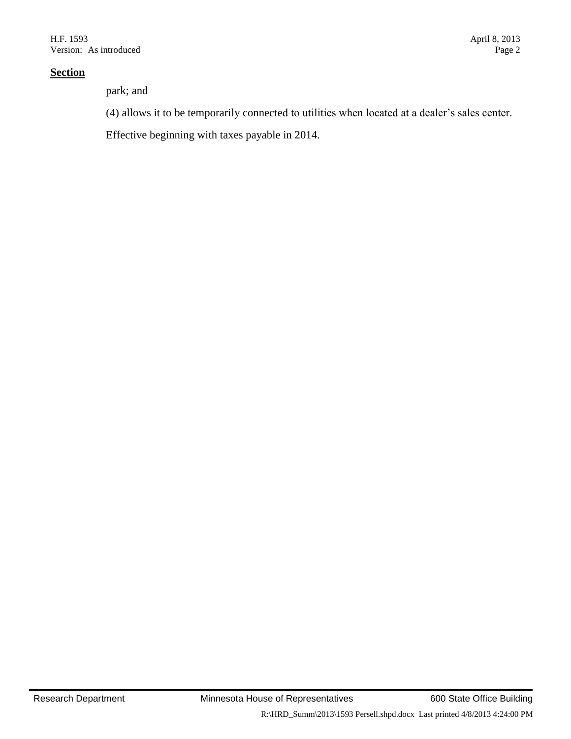**Section**

park; and

(4) allows it to be temporarily connected to utilities when located at a dealer's sales center.

Effective beginning with taxes payable in 2014.